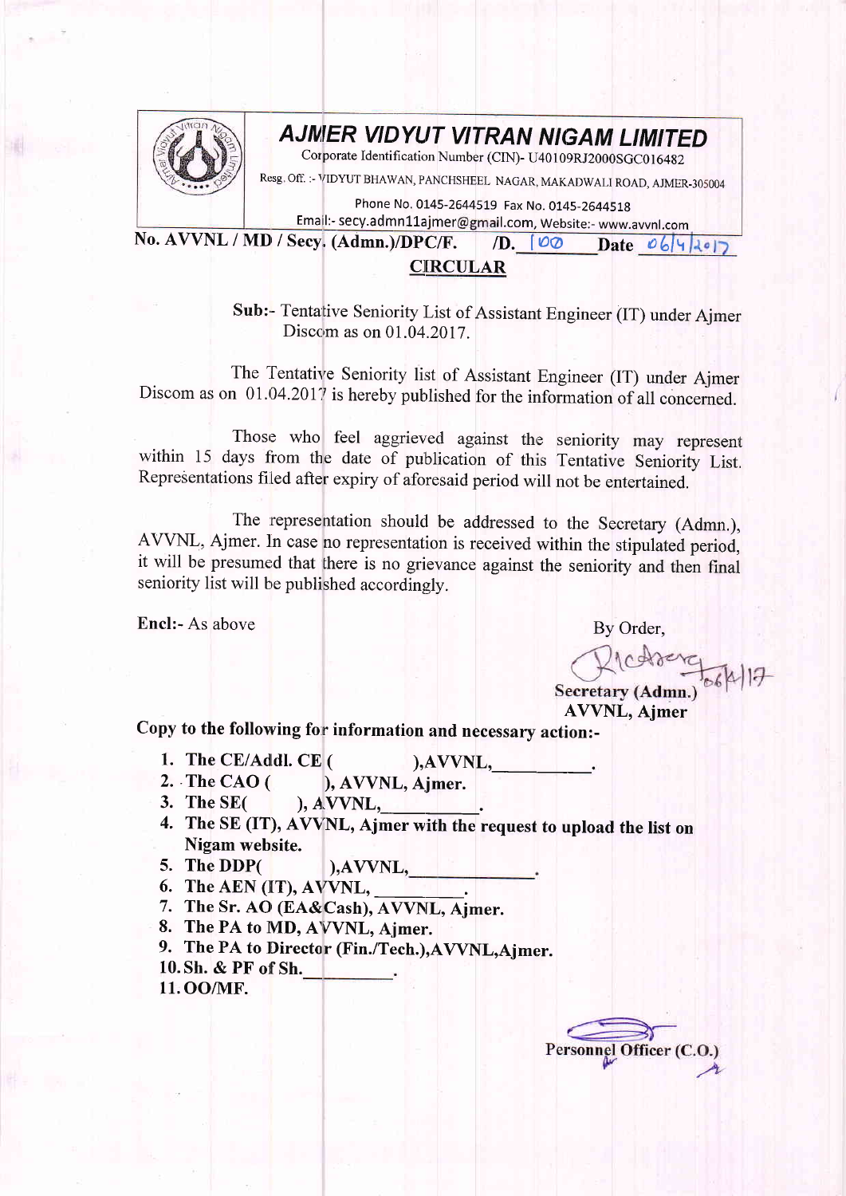# AJMER VIDYUT VITRAN NIGAM LIMITED

Corporate Identification Number (CIN)- U40109RJ2000SGC016482

Resg. Off. :- VIDYUT BHAWAN, PANCHSHEEL NAGAR, MAKADWALI ROAD, AJMER-305004

Phone No. 0145-2644519 Fax No. 0145-2644518

Email:- secy.admn11ajmer@gmail.com, Website:- www.avvnl.com

**No. AVVNL / MD / Secy. (Admn.)/DPC/F. /D. 100 Date 06/4/2017**

## CIRCULAR

**Sub:-** Tentative Seniority List of Assistant Engineer (IT) under Ajmer Discom as on 01.04.2017.

The Tentative Seniority list of Assistant Engineer (IT) under Ajmer Discom as on 01.04.2017 is hereby published for the information of all concerned.

Those who feel aggrieved against the seniority may represent within 15 days from the date of publication of this Tentative Seniority List. Representations filed after expiry of aforesaid period will not be entertained.

The representation should be addressed to the Secretary (Admn.), AVVNL, Ajmer. In case no representation is received within the stipulated period, it will be presumed that there is no grievance against the seniority and then final seniority list will be published accordingly.

Encl:- As above

By Order,

06/4/17

**Secretary (Admn.)**
**AVVNL, Ajmer**

**Copy to the following for information and necessary action:-**

1. **The CE/Addl. CE ( ),AVVNL,\_\_\_\_\_\_\_\_\_\_.**
2. **The CAO ( ), AVVNL, Ajmer.**
3. **The SE( ), AVVNL,\_\_\_\_\_\_\_\_\_\_.**
4. **The SE (IT), AVVNL, Ajmer with the request to upload the list on Nigam website.**
5. **The DDP( ),AVVNL,\_\_\_\_\_\_\_\_\_\_\_\_\_.**
6. **The AEN (IT), AVVNL, \_\_\_\_\_\_\_\_\_.**
7. **The Sr. AO (EA&Cash), AVVNL, Ajmer.**
8. **The PA to MD, AVVNL, Ajmer.**
9. **The PA to Director (Fin./Tech.),AVVNL,Ajmer.**
10. **Sh. & PF of Sh.\_\_\_\_\_\_\_\_\_.**
11. **OO/MF.**

**Personnel Officer (C.O.)**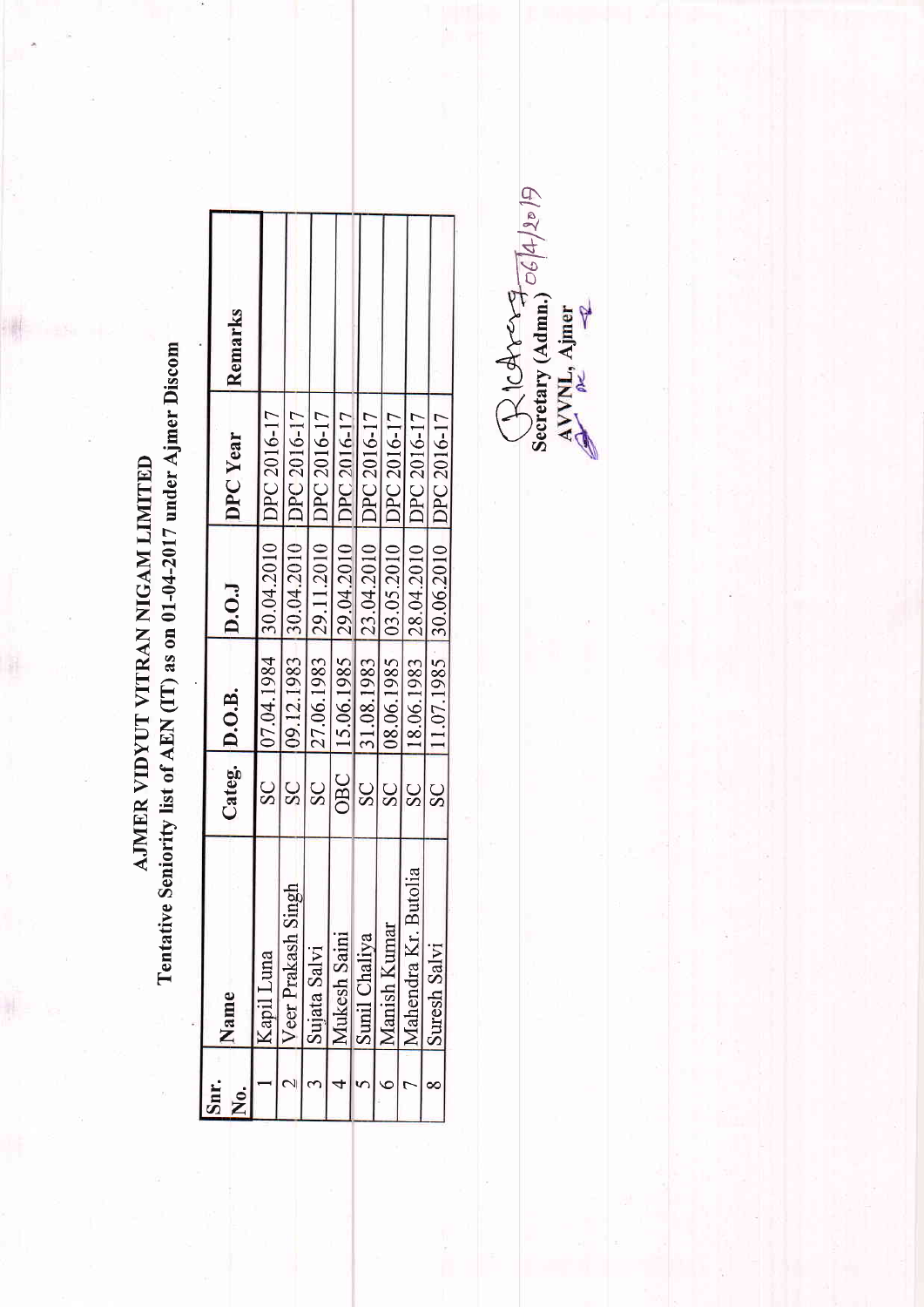# AJMER VIDYUT VITRAN NIGAM LIMITED

## Tentative Seniority list of AEN (IT) as on 01-04-2017 under Ajmer Discom

| Snr. No. | Name | Categ. | D.O.B. | D.O.J | DPC Year | Remarks |
|---|---|---|---|---|---|---|
| 1 | Kapil Luna | SC | 07.04.1984 | 30.04.2010 | DPC 2016-17 | |
| 2 | Veer Prakash Singh | SC | 09.12.1983 | 30.04.2010 | DPC 2016-17 | |
| 3 | Sujata Salvi | SC | 27.06.1983 | 29.11.2010 | DPC 2016-17 | |
| 4 | Mukesh Saini | OBC | 15.06.1985 | 29.04.2010 | DPC 2016-17 | |
| 5 | Sunil Chaliya | SC | 31.08.1983 | 23.04.2010 | DPC 2016-17 | |
| 6 | Manish Kumar | SC | 08.06.1985 | 03.05.2010 | DPC 2016-17 | |
| 7 | Mahendra Kr. Butolia | SC | 18.06.1983 | 28.04.2010 | DPC 2016-17 | |
| 8 | Suresh Salvi | SC | 11.07.1985 | 30.06.2010 | DPC 2016-17 | |

06/4/2019

**Secretary (Admn.)**
**AVVNL, Ajmer**